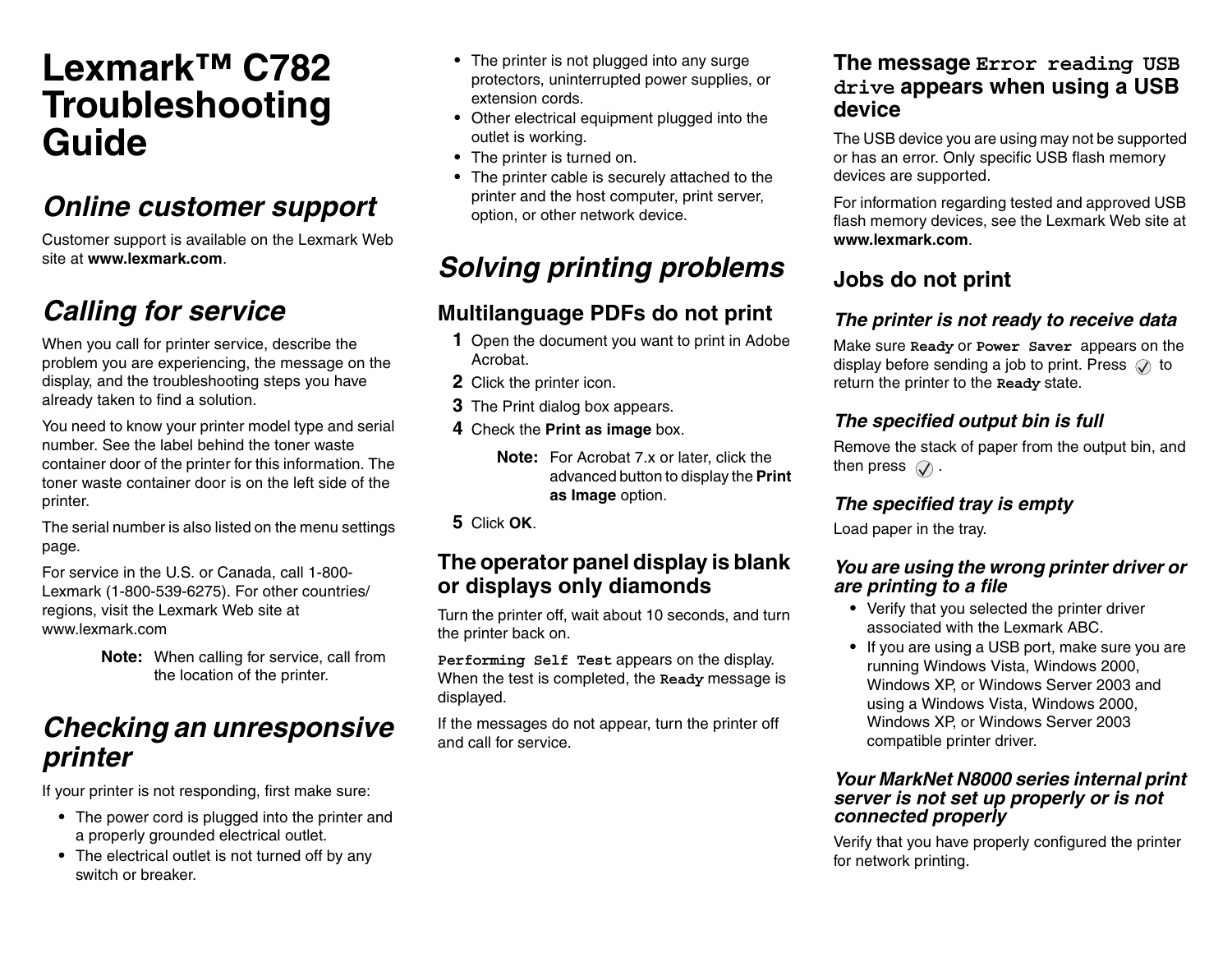# Lexmark™ C782 Troubleshooting Guide

## Online customer support

Customer support is available on the Lexmark Web site at **www.lexmark.com**.

## Calling for service

When you call for printer service, describe the problem you are experiencing, the message on the display, and the troubleshooting steps you have already taken to find a solution.

You need to know your printer model type and serial number. See the label behind the toner waste container door of the printer for this information. The toner waste container door is on the left side of the printer.

The serial number is also listed on the menu settings page.

For service in the U.S. or Canada, call 1-800-Lexmark (1-800-539-6275). For other countries/regions, visit the Lexmark Web site at www.lexmark.com

**Note:** When calling for service, call from the location of the printer.

## Checking an unresponsive printer

If your printer is not responding, first make sure:

- The power cord is plugged into the printer and a properly grounded electrical outlet.
- The electrical outlet is not turned off by any switch or breaker.
- The printer is not plugged into any surge protectors, uninterrupted power supplies, or extension cords.
- Other electrical equipment plugged into the outlet is working.
- The printer is turned on.
- The printer cable is securely attached to the printer and the host computer, print server, option, or other network device.

## Solving printing problems

### Multilanguage PDFs do not print

1. Open the document you want to print in Adobe Acrobat.
2. Click the printer icon.
3. The Print dialog box appears.
4. Check the **Print as image** box.

   **Note:** For Acrobat 7.x or later, click the advanced button to display the **Print as Image** option.

5. Click **OK**.

### The operator panel display is blank or displays only diamonds

Turn the printer off, wait about 10 seconds, and turn the printer back on.

`Performing Self Test` appears on the display. When the test is completed, the `Ready` message is displayed.

If the messages do not appear, turn the printer off and call for service.

### The message `Error reading USB drive` appears when using a USB device

The USB device you are using may not be supported or has an error. Only specific USB flash memory devices are supported.

For information regarding tested and approved USB flash memory devices, see the Lexmark Web site at **www.lexmark.com**.

### Jobs do not print

#### *The printer is not ready to receive data*

Make sure `Ready` or `Power Saver` appears on the display before sending a job to print. Press ✓ to return the printer to the `Ready` state.

#### *The specified output bin is full*

Remove the stack of paper from the output bin, and then press ✓ .

#### *The specified tray is empty*

Load paper in the tray.

#### *You are using the wrong printer driver or are printing to a file*

- Verify that you selected the printer driver associated with the Lexmark ABC.
- If you are using a USB port, make sure you are running Windows Vista, Windows 2000, Windows XP, or Windows Server 2003 and using a Windows Vista, Windows 2000, Windows XP, or Windows Server 2003 compatible printer driver.

#### *Your MarkNet N8000 series internal print server is not set up properly or is not connected properly*

Verify that you have properly configured the printer for network printing.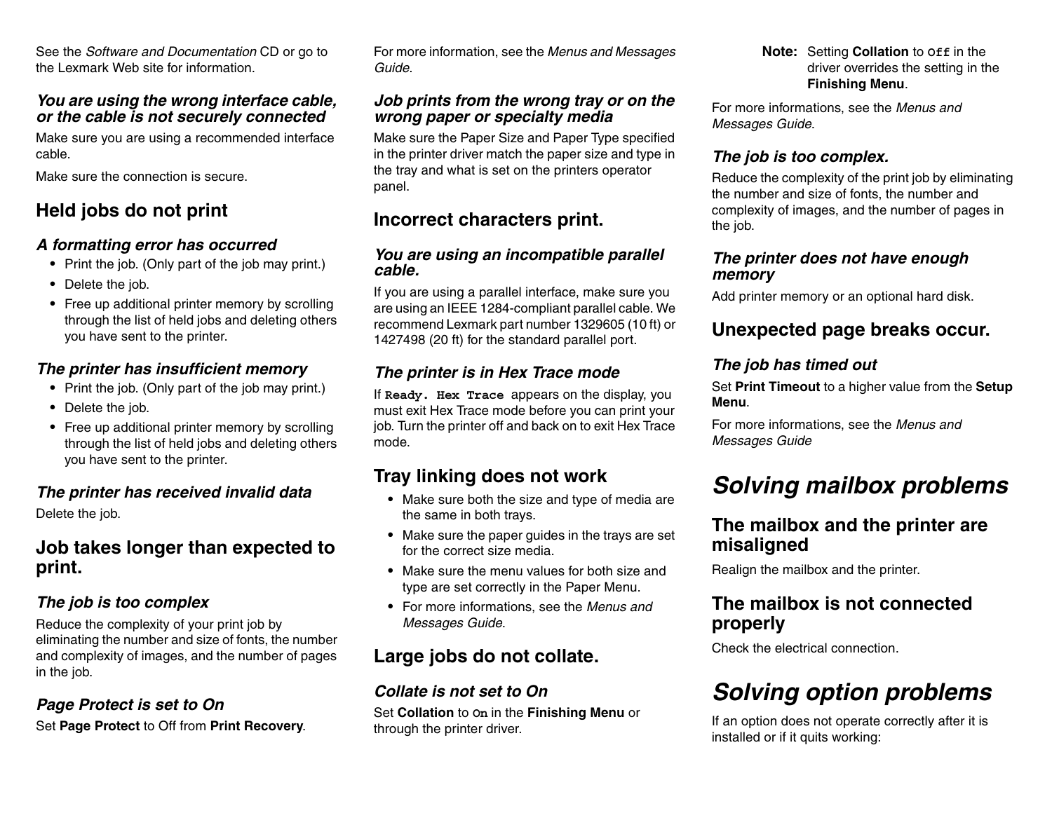See the *Software and Documentation* CD or go to the Lexmark Web site for information.

### *You are using the wrong interface cable, or the cable is not securely connected*

Make sure you are using a recommended interface cable.

Make sure the connection is secure.

## Held jobs do not print

### *A formatting error has occurred*

- Print the job. (Only part of the job may print.)
- Delete the job.
- Free up additional printer memory by scrolling through the list of held jobs and deleting others you have sent to the printer.

### *The printer has insufficient memory*

- Print the job. (Only part of the job may print.)
- Delete the job.
- Free up additional printer memory by scrolling through the list of held jobs and deleting others you have sent to the printer.

### *The printer has received invalid data*

Delete the job.

## Job takes longer than expected to print.

### *The job is too complex*

Reduce the complexity of your print job by eliminating the number and size of fonts, the number and complexity of images, and the number of pages in the job.

### *Page Protect is set to On*

Set **Page Protect** to Off from **Print Recovery**.

For more information, see the *Menus and Messages Guide*.

### *Job prints from the wrong tray or on the wrong paper or specialty media*

Make sure the Paper Size and Paper Type specified in the printer driver match the paper size and type in the tray and what is set on the printers operator panel.

## Incorrect characters print.

### *You are using an incompatible parallel cable.*

If you are using a parallel interface, make sure you are using an IEEE 1284-compliant parallel cable. We recommend Lexmark part number 1329605 (10 ft) or 1427498 (20 ft) for the standard parallel port.

### *The printer is in Hex Trace mode*

If `Ready. Hex Trace` appears on the display, you must exit Hex Trace mode before you can print your job. Turn the printer off and back on to exit Hex Trace mode.

## Tray linking does not work

- Make sure both the size and type of media are the same in both trays.
- Make sure the paper guides in the trays are set for the correct size media.
- Make sure the menu values for both size and type are set correctly in the Paper Menu.
- For more informations, see the *Menus and Messages Guide*.

## Large jobs do not collate.

### *Collate is not set to On*

Set **Collation** to `On` in the **Finishing Menu** or through the printer driver.

**Note:** Setting **Collation** to `Off` in the driver overrides the setting in the **Finishing Menu**.

For more informations, see the *Menus and Messages Guide*.

### *The job is too complex.*

Reduce the complexity of the print job by eliminating the number and size of fonts, the number and complexity of images, and the number of pages in the job.

### *The printer does not have enough memory*

Add printer memory or an optional hard disk.

## Unexpected page breaks occur.

### *The job has timed out*

Set **Print Timeout** to a higher value from the **Setup Menu**.

For more informations, see the *Menus and Messages Guide*

# *Solving mailbox problems*

## The mailbox and the printer are misaligned

Realign the mailbox and the printer.

## The mailbox is not connected properly

Check the electrical connection.

# *Solving option problems*

If an option does not operate correctly after it is installed or if it quits working: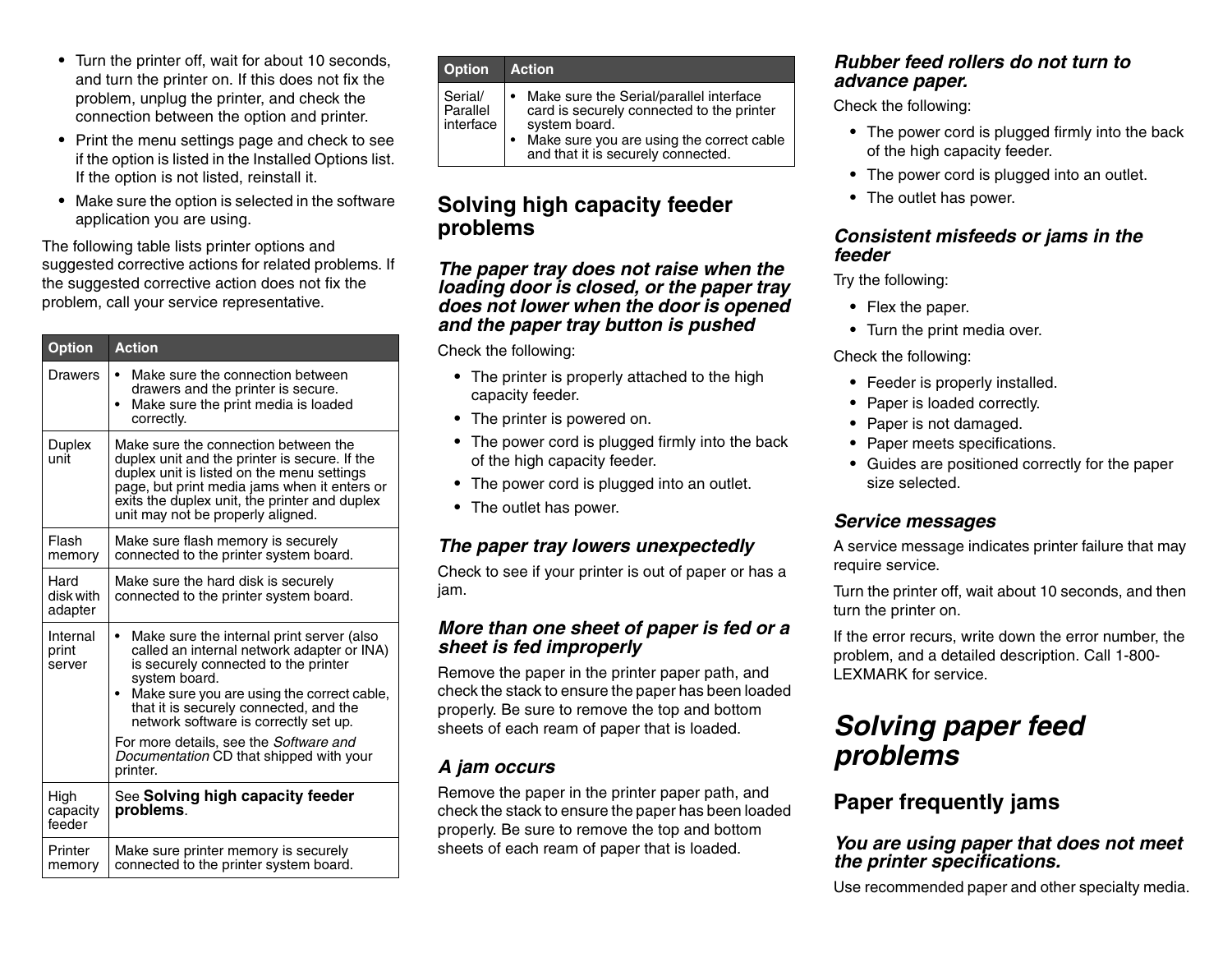- Turn the printer off, wait for about 10 seconds, and turn the printer on. If this does not fix the problem, unplug the printer, and check the connection between the option and printer.
- Print the menu settings page and check to see if the option is listed in the Installed Options list. If the option is not listed, reinstall it.
- Make sure the option is selected in the software application you are using.

The following table lists printer options and suggested corrective actions for related problems. If the suggested corrective action does not fix the problem, call your service representative.

| Option | Action |
|---|---|
| Drawers | • Make sure the connection between drawers and the printer is secure.<br>• Make sure the print media is loaded correctly. |
| Duplex unit | Make sure the connection between the duplex unit and the printer is secure. If the duplex unit is listed on the menu settings page, but print media jams when it enters or exits the duplex unit, the printer and duplex unit may not be properly aligned. |
| Flash memory | Make sure flash memory is securely connected to the printer system board. |
| Hard disk with adapter | Make sure the hard disk is securely connected to the printer system board. |
| Internal print server | • Make sure the internal print server (also called an internal network adapter or INA) is securely connected to the printer system board.<br>• Make sure you are using the correct cable, that it is securely connected, and the network software is correctly set up.<br>For more details, see the *Software and Documentation* CD that shipped with your printer. |
| High capacity feeder | See **Solving high capacity feeder problems**. |
| Printer memory | Make sure printer memory is securely connected to the printer system board. |
| Serial/ Parallel interface | • Make sure the Serial/parallel interface card is securely connected to the printer system board.<br>• Make sure you are using the correct cable and that it is securely connected. |

## Solving high capacity feeder problems

### *The paper tray does not raise when the loading door is closed, or the paper tray does not lower when the door is opened and the paper tray button is pushed*

Check the following:

- The printer is properly attached to the high capacity feeder.
- The printer is powered on.
- The power cord is plugged firmly into the back of the high capacity feeder.
- The power cord is plugged into an outlet.
- The outlet has power.

### *The paper tray lowers unexpectedly*

Check to see if your printer is out of paper or has a jam.

### *More than one sheet of paper is fed or a sheet is fed improperly*

Remove the paper in the printer paper path, and check the stack to ensure the paper has been loaded properly. Be sure to remove the top and bottom sheets of each ream of paper that is loaded.

### *A jam occurs*

Remove the paper in the printer paper path, and check the stack to ensure the paper has been loaded properly. Be sure to remove the top and bottom sheets of each ream of paper that is loaded.

### *Rubber feed rollers do not turn to advance paper.*

Check the following:

- The power cord is plugged firmly into the back of the high capacity feeder.
- The power cord is plugged into an outlet.
- The outlet has power.

### *Consistent misfeeds or jams in the feeder*

Try the following:

- Flex the paper.
- Turn the print media over.

Check the following:

- Feeder is properly installed.
- Paper is loaded correctly.
- Paper is not damaged.
- Paper meets specifications.
- Guides are positioned correctly for the paper size selected.

### *Service messages*

A service message indicates printer failure that may require service.

Turn the printer off, wait about 10 seconds, and then turn the printer on.

If the error recurs, write down the error number, the problem, and a detailed description. Call 1-800-LEXMARK for service.

# *Solving paper feed problems*

## Paper frequently jams

### *You are using paper that does not meet the printer specifications.*

Use recommended paper and other specialty media.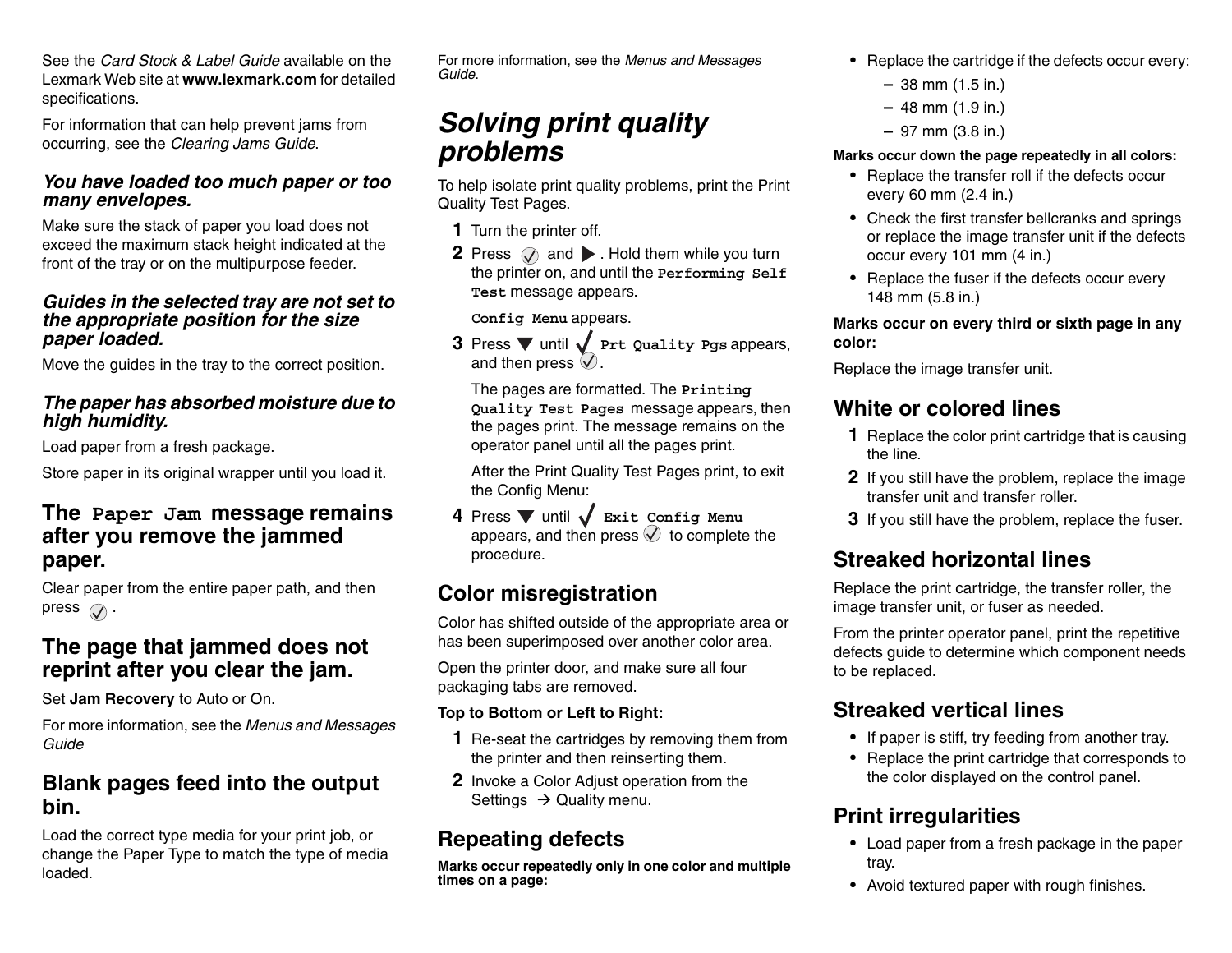See the *Card Stock & Label Guide* available on the Lexmark Web site at **www.lexmark.com** for detailed specifications.

For information that can help prevent jams from occurring, see the *Clearing Jams Guide*.

### *You have loaded too much paper or too many envelopes.*

Make sure the stack of paper you load does not exceed the maximum stack height indicated at the front of the tray or on the multipurpose feeder.

### *Guides in the selected tray are not set to the appropriate position for the size paper loaded.*

Move the guides in the tray to the correct position.

### *The paper has absorbed moisture due to high humidity.*

Load paper from a fresh package.

Store paper in its original wrapper until you load it.

## The `Paper Jam` message remains after you remove the jammed paper.

Clear paper from the entire paper path, and then press ✓.

## The page that jammed does not reprint after you clear the jam.

Set **Jam Recovery** to Auto or On.

For more information, see the *Menus and Messages Guide*

## Blank pages feed into the output bin.

Load the correct type media for your print job, or change the Paper Type to match the type of media loaded.

For more information, see the *Menus and Messages Guide*.

# Solving print quality problems

To help isolate print quality problems, print the Print Quality Test Pages.

1. Turn the printer off.
2. Press ✓ and ▶. Hold them while you turn the printer on, and until the `Performing Self Test` message appears.

   `Config Menu` appears.
3. Press ▼ until ✓ `Prt Quality Pgs` appears, and then press ✓.

   The pages are formatted. The `Printing Quality Test Pages` message appears, then the pages print. The message remains on the operator panel until all the pages print.

   After the Print Quality Test Pages print, to exit the Config Menu:
4. Press ▼ until ✓ `Exit Config Menu` appears, and then press ✓ to complete the procedure.

## Color misregistration

Color has shifted outside of the appropriate area or has been superimposed over another color area.

Open the printer door, and make sure all four packaging tabs are removed.

**Top to Bottom or Left to Right:**

1. Re-seat the cartridges by removing them from the printer and then reinserting them.
2. Invoke a Color Adjust operation from the Settings → Quality menu.

## Repeating defects

**Marks occur repeatedly only in one color and multiple times on a page:**

- Replace the cartridge if the defects occur every:
  - 38 mm (1.5 in.)
  - 48 mm (1.9 in.)
  - 97 mm (3.8 in.)

**Marks occur down the page repeatedly in all colors:**

- Replace the transfer roll if the defects occur every 60 mm (2.4 in.)
- Check the first transfer bellcranks and springs or replace the image transfer unit if the defects occur every 101 mm (4 in.)
- Replace the fuser if the defects occur every 148 mm (5.8 in.)

**Marks occur on every third or sixth page in any color:**

Replace the image transfer unit.

## White or colored lines

1. Replace the color print cartridge that is causing the line.
2. If you still have the problem, replace the image transfer unit and transfer roller.
3. If you still have the problem, replace the fuser.

## Streaked horizontal lines

Replace the print cartridge, the transfer roller, the image transfer unit, or fuser as needed.

From the printer operator panel, print the repetitive defects guide to determine which component needs to be replaced.

## Streaked vertical lines

- If paper is stiff, try feeding from another tray.
- Replace the print cartridge that corresponds to the color displayed on the control panel.

## Print irregularities

- Load paper from a fresh package in the paper tray.
- Avoid textured paper with rough finishes.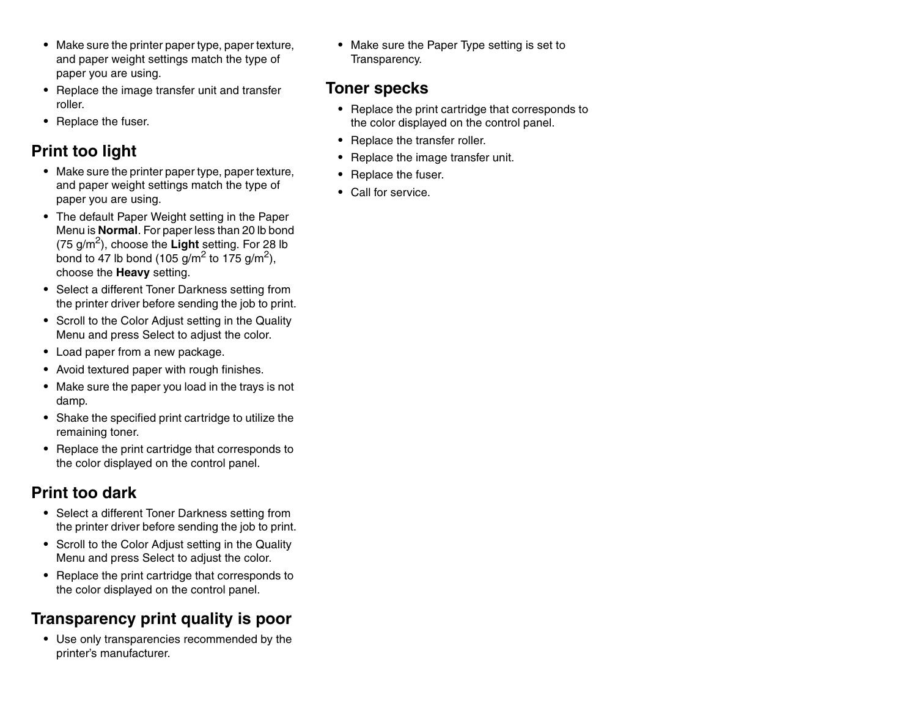- Make sure the printer paper type, paper texture, and paper weight settings match the type of paper you are using.
- Replace the image transfer unit and transfer roller.
- Replace the fuser.

## Print too light

- Make sure the printer paper type, paper texture, and paper weight settings match the type of paper you are using.
- The default Paper Weight setting in the Paper Menu is **Normal**. For paper less than 20 lb bond (75 g/$m^2$), choose the **Light** setting. For 28 lb bond to 47 lb bond (105 g/$m^2$ to 175 g/$m^2$), choose the **Heavy** setting.
- Select a different Toner Darkness setting from the printer driver before sending the job to print.
- Scroll to the Color Adjust setting in the Quality Menu and press Select to adjust the color.
- Load paper from a new package.
- Avoid textured paper with rough finishes.
- Make sure the paper you load in the trays is not damp.
- Shake the specified print cartridge to utilize the remaining toner.
- Replace the print cartridge that corresponds to the color displayed on the control panel.

## Print too dark

- Select a different Toner Darkness setting from the printer driver before sending the job to print.
- Scroll to the Color Adjust setting in the Quality Menu and press Select to adjust the color.
- Replace the print cartridge that corresponds to the color displayed on the control panel.

## Transparency print quality is poor

- Use only transparencies recommended by the printer's manufacturer.
- Make sure the Paper Type setting is set to Transparency.

## Toner specks

- Replace the print cartridge that corresponds to the color displayed on the control panel.
- Replace the transfer roller.
- Replace the image transfer unit.
- Replace the fuser.
- Call for service.